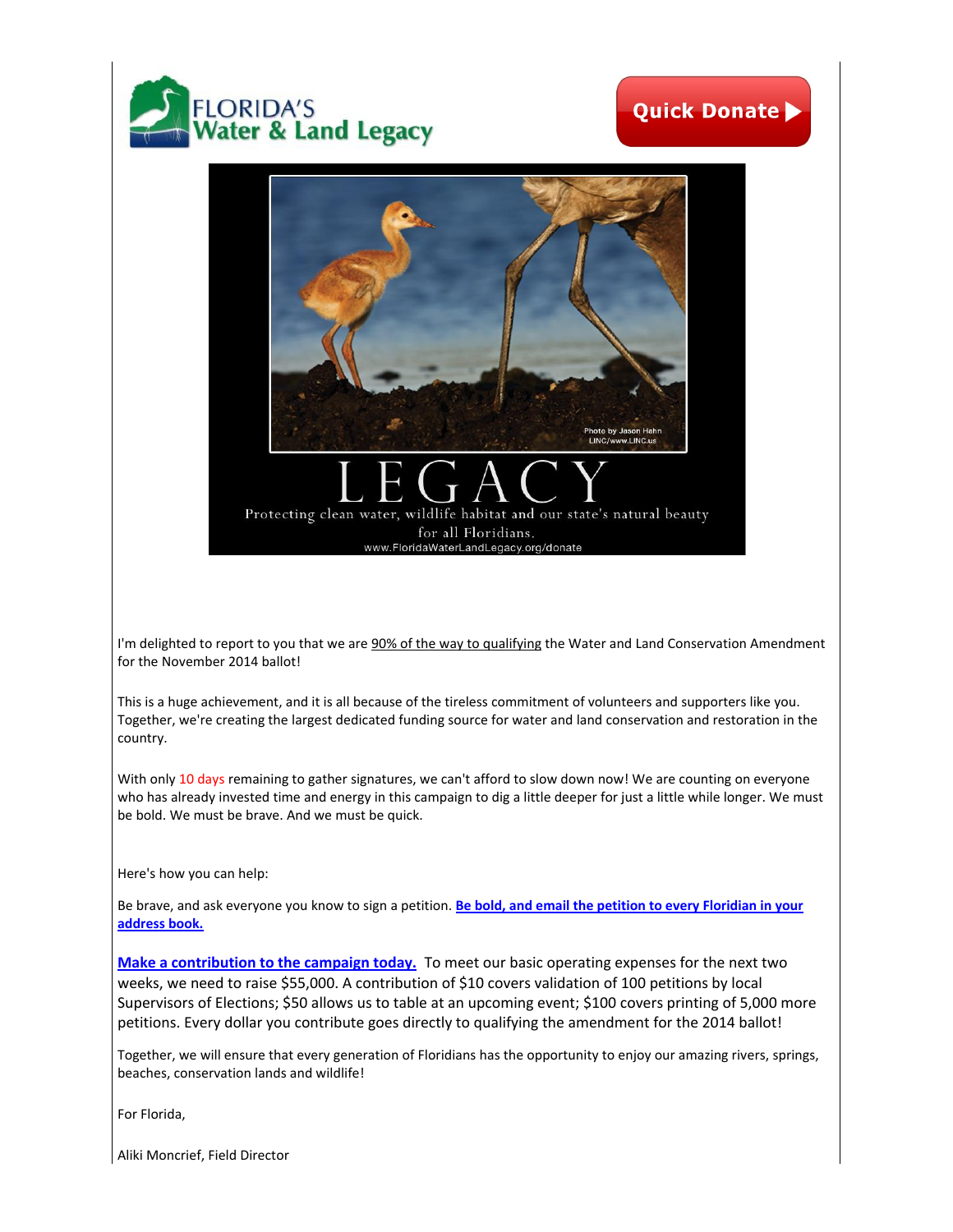FLORIDA'S Water & Land Legacy

Quick Donate ▶

Photo by Jason Hahn LINC/www.LINC.us

LEGACY

Protecting clean water, wildlife habitat and our state's natural beauty for all Floridians.

www.FloridaWaterLandLegacy.org/donate

I'm delighted to report to you that we are 90% of the way to qualifying the Water and Land Conservation Amendment for the November 2014 ballot!

This is a huge achievement, and it is all because of the tireless commitment of volunteers and supporters like you. Together, we're creating the largest dedicated funding source for water and land conservation and restoration in the country.

With only 10 days remaining to gather signatures, we can't afford to slow down now! We are counting on everyone who has already invested time and energy in this campaign to dig a little deeper for just a little while longer. We must be bold. We must be brave. And we must be quick.

Here's how you can help:

Be brave, and ask everyone you know to sign a petition. **Be bold, and email the petition to every Floridian in your address book.**

**Make a contribution to the campaign today.** To meet our basic operating expenses for the next two weeks, we need to raise $55,000. A contribution of $10 covers validation of 100 petitions by local Supervisors of Elections; $50 allows us to table at an upcoming event; $100 covers printing of 5,000 more petitions. Every dollar you contribute goes directly to qualifying the amendment for the 2014 ballot!

Together, we will ensure that every generation of Floridians has the opportunity to enjoy our amazing rivers, springs, beaches, conservation lands and wildlife!

For Florida,

Aliki Moncrief, Field Director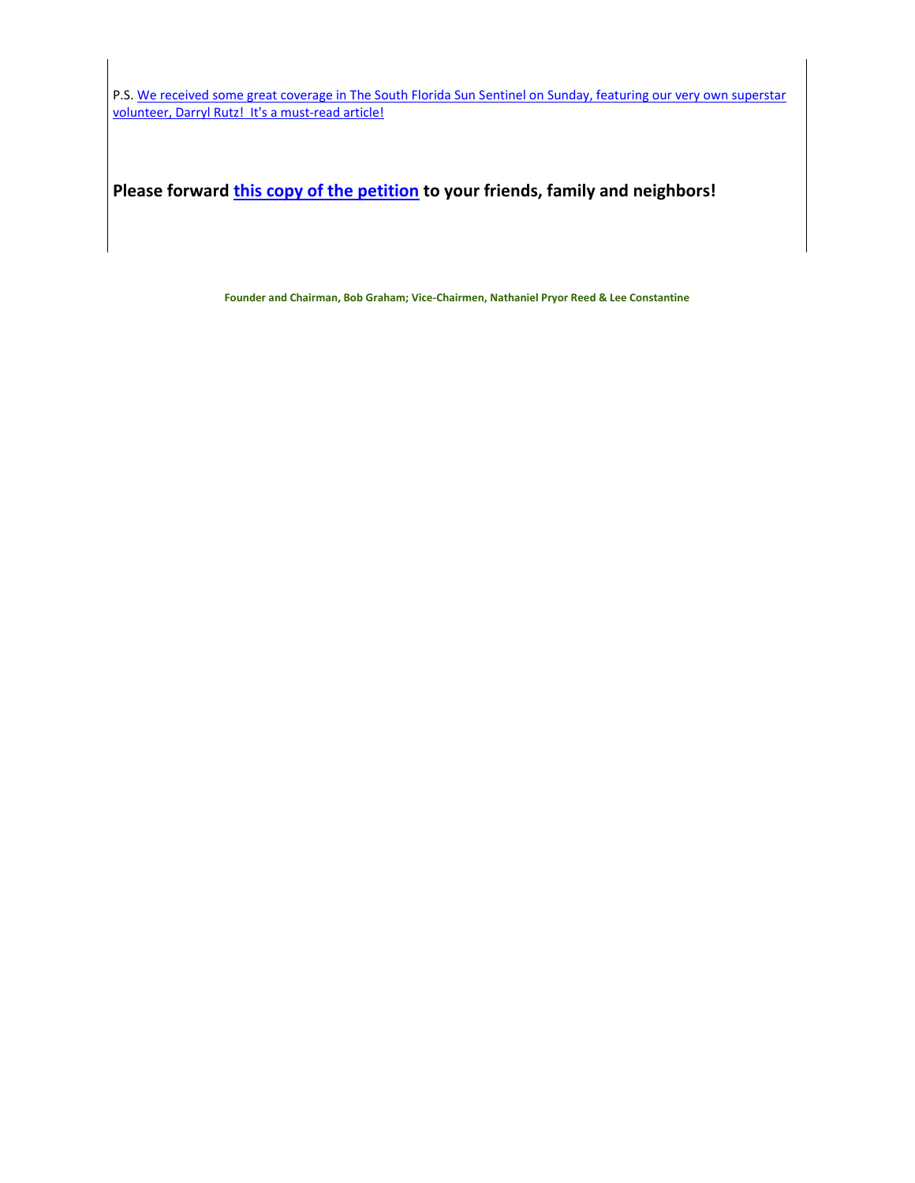P.S. We received some great coverage in The South Florida Sun Sentinel on Sunday, featuring our very own superstar volunteer, Darryl Rutz! It's a must-read article!

**Please forward this copy of the petition to your friends, family and neighbors!**

**Founder and Chairman, Bob Graham; Vice-Chairmen, Nathaniel Pryor Reed & Lee Constantine**